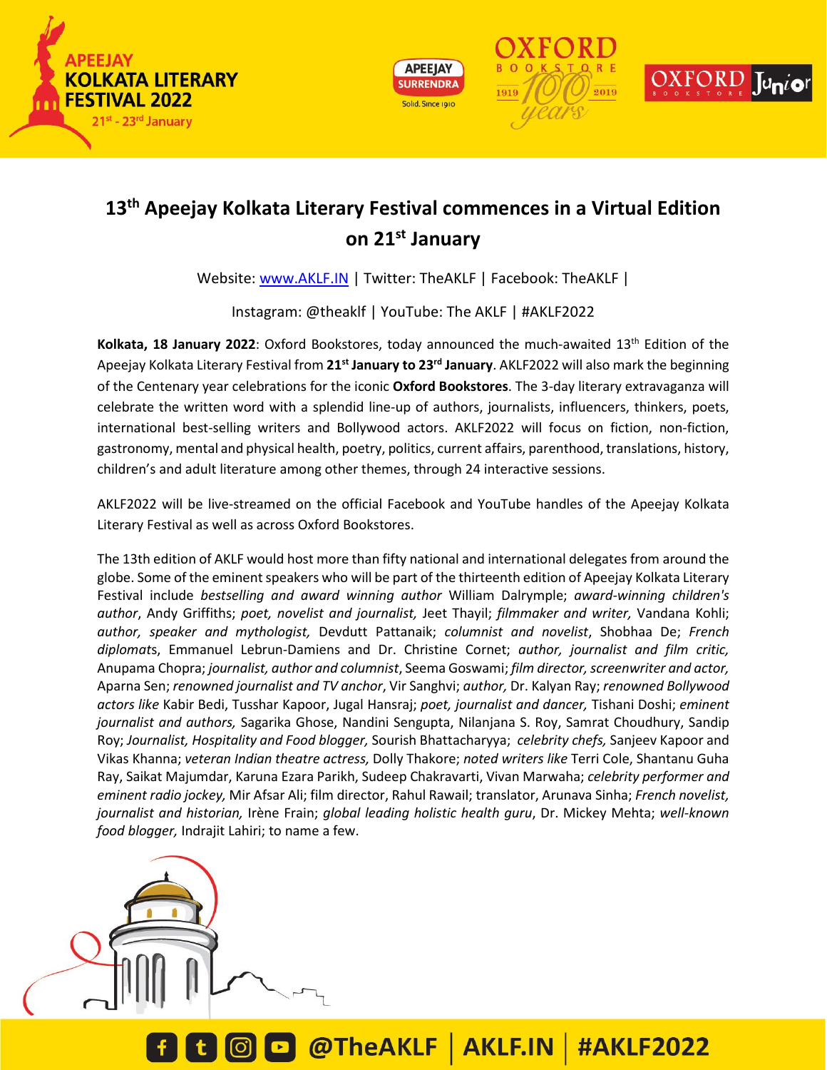# 13th Apeejay Kolkata Literary Festival commences in a Virtual Edition on 21st January

Website: [www.AKLF.IN](http://www.AKLF.IN) | Twitter: TheAKLF | Facebook: TheAKLF |

Instagram: @theaklf | YouTube: The AKLF | #AKLF2022

**Kolkata, 18 January 2022**: Oxford Bookstores, today announced the much-awaited 13th Edition of the Apeejay Kolkata Literary Festival from **21st January to 23rd January**. AKLF2022 will also mark the beginning of the Centenary year celebrations for the iconic **Oxford Bookstores**. The 3-day literary extravaganza will celebrate the written word with a splendid line-up of authors, journalists, influencers, thinkers, poets, international best-selling writers and Bollywood actors. AKLF2022 will focus on fiction, non-fiction, gastronomy, mental and physical health, poetry, politics, current affairs, parenthood, translations, history, children's and adult literature among other themes, through 24 interactive sessions.

AKLF2022 will be live-streamed on the official Facebook and YouTube handles of the Apeejay Kolkata Literary Festival as well as across Oxford Bookstores.

The 13th edition of AKLF would host more than fifty national and international delegates from around the globe. Some of the eminent speakers who will be part of the thirteenth edition of Apeejay Kolkata Literary Festival include *bestselling and award winning author* William Dalrymple; *award-winning children's author*, Andy Griffiths; *poet, novelist and journalist,* Jeet Thayil; *filmmaker and writer,* Vandana Kohli; *author, speaker and mythologist,* Devdutt Pattanaik; *columnist and novelist*, Shobhaa De; *French diplomats*, Emmanuel Lebrun-Damiens and Dr. Christine Cornet; *author, journalist and film critic,* Anupama Chopra; *journalist, author and columnist*, Seema Goswami; *film director, screenwriter and actor,* Aparna Sen; *renowned journalist and TV anchor*, Vir Sanghvi; *author,* Dr. Kalyan Ray; *renowned Bollywood actors like* Kabir Bedi, Tusshar Kapoor, Jugal Hansraj; *poet, journalist and dancer,* Tishani Doshi; *eminent journalist and authors,* Sagarika Ghose, Nandini Sengupta, Nilanjana S. Roy, Samrat Choudhury, Sandip Roy; *Journalist, Hospitality and Food blogger,* Sourish Bhattacharyya; *celebrity chefs,* Sanjeev Kapoor and Vikas Khanna; *veteran Indian theatre actress,* Dolly Thakore; *noted writers like* Terri Cole, Shantanu Guha Ray, Saikat Majumdar, Karuna Ezara Parikh, Sudeep Chakravarti, Vivan Marwaha; *celebrity performer and eminent radio jockey,* Mir Afsar Ali; film director, Rahul Rawail; translator, Arunava Sinha; *French novelist, journalist and historian,* Irène Frain; *global leading holistic health guru*, Dr. Mickey Mehta; *well-known food blogger,* Indrajit Lahiri; to name a few.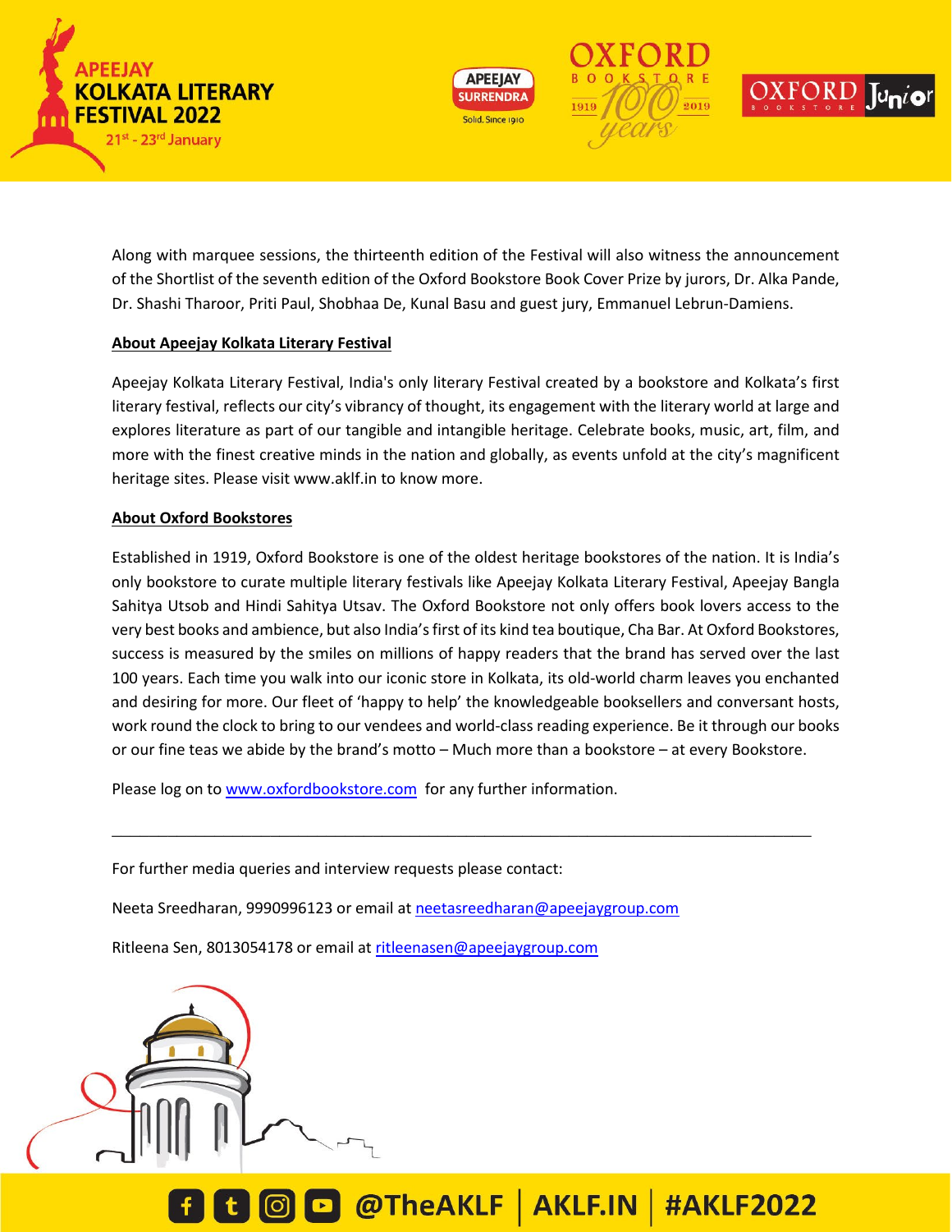Along with marquee sessions, the thirteenth edition of the Festival will also witness the announcement of the Shortlist of the seventh edition of the Oxford Bookstore Book Cover Prize by jurors, Dr. Alka Pande, Dr. Shashi Tharoor, Priti Paul, Shobhaa De, Kunal Basu and guest jury, Emmanuel Lebrun-Damiens.

**About Apeejay Kolkata Literary Festival**

Apeejay Kolkata Literary Festival, India's only literary Festival created by a bookstore and Kolkata's first literary festival, reflects our city's vibrancy of thought, its engagement with the literary world at large and explores literature as part of our tangible and intangible heritage. Celebrate books, music, art, film, and more with the finest creative minds in the nation and globally, as events unfold at the city's magnificent heritage sites. Please visit www.aklf.in to know more.

**About Oxford Bookstores**

Established in 1919, Oxford Bookstore is one of the oldest heritage bookstores of the nation. It is India's only bookstore to curate multiple literary festivals like Apeejay Kolkata Literary Festival, Apeejay Bangla Sahitya Utsob and Hindi Sahitya Utsav. The Oxford Bookstore not only offers book lovers access to the very best books and ambience, but also India's first of its kind tea boutique, Cha Bar. At Oxford Bookstores, success is measured by the smiles on millions of happy readers that the brand has served over the last 100 years. Each time you walk into our iconic store in Kolkata, its old-world charm leaves you enchanted and desiring for more. Our fleet of 'happy to help' the knowledgeable booksellers and conversant hosts, work round the clock to bring to our vendees and world-class reading experience. Be it through our books or our fine teas we abide by the brand's motto – Much more than a bookstore – at every Bookstore.

Please log on to www.oxfordbookstore.com for any further information.

---

For further media queries and interview requests please contact:

Neeta Sreedharan, 9990996123 or email at neetasreedharan@apeejaygroup.com

Ritleena Sen, 8013054178 or email at ritleenasen@apeejaygroup.com